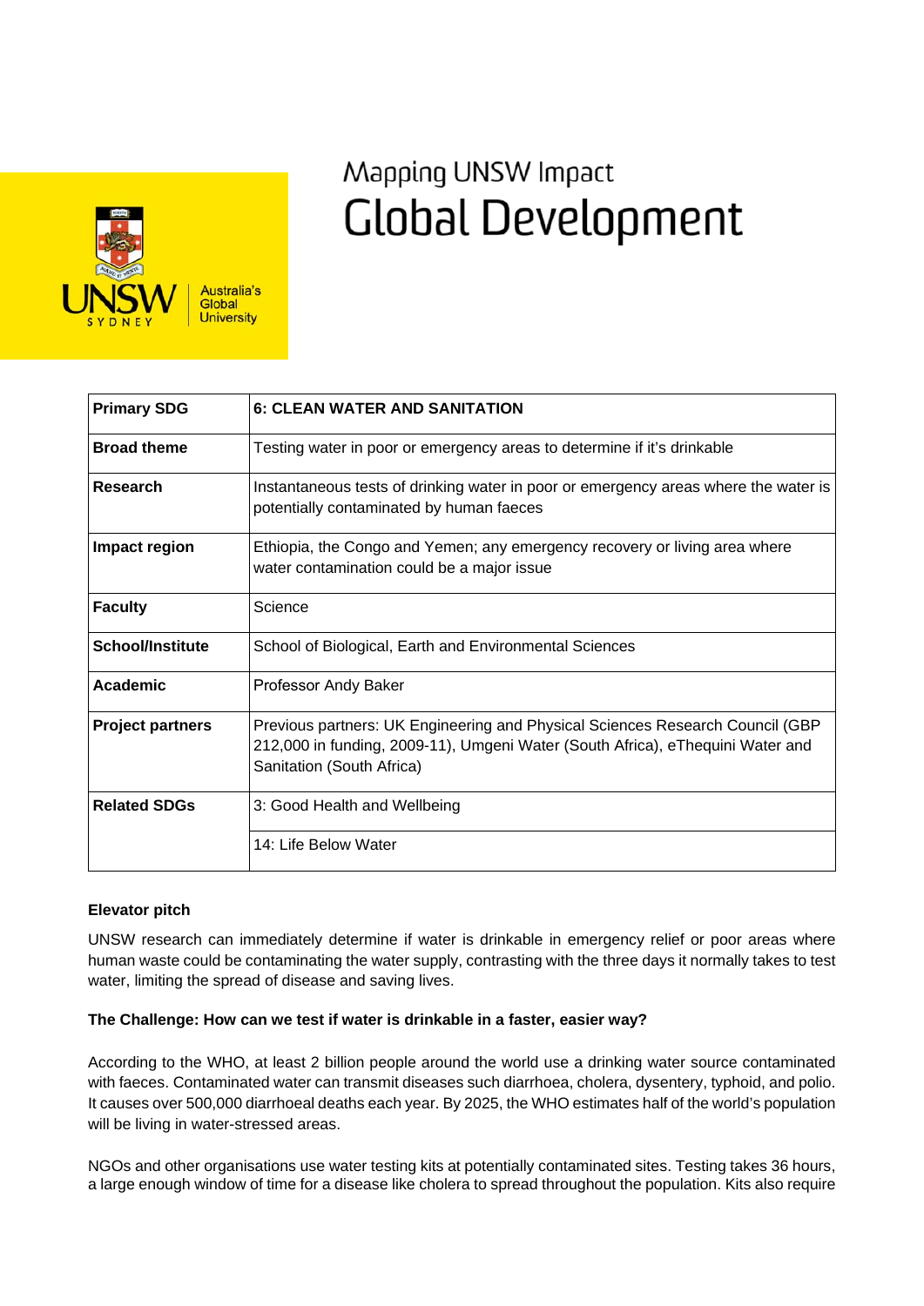Mapping UNSW Impact

# Global Development

| Primary SDG | 6: CLEAN WATER AND SANITATION |
|---|---|
| Broad theme | Testing water in poor or emergency areas to determine if it's drinkable |
| Research | Instantaneous tests of drinking water in poor or emergency areas where the water is potentially contaminated by human faeces |
| Impact region | Ethiopia, the Congo and Yemen; any emergency recovery or living area where water contamination could be a major issue |
| Faculty | Science |
| School/Institute | School of Biological, Earth and Environmental Sciences |
| Academic | Professor Andy Baker |
| Project partners | Previous partners: UK Engineering and Physical Sciences Research Council (GBP 212,000 in funding, 2009-11), Umgeni Water (South Africa), eThequini Water and Sanitation (South Africa) |
| Related SDGs | 3: Good Health and Wellbeing |
| | 14: Life Below Water |

**Elevator pitch**

UNSW research can immediately determine if water is drinkable in emergency relief or poor areas where human waste could be contaminating the water supply, contrasting with the three days it normally takes to test water, limiting the spread of disease and saving lives.

**The Challenge: How can we test if water is drinkable in a faster, easier way?**

According to the WHO, at least 2 billion people around the world use a drinking water source contaminated with faeces. Contaminated water can transmit diseases such diarrhoea, cholera, dysentery, typhoid, and polio. It causes over 500,000 diarrhoeal deaths each year. By 2025, the WHO estimates half of the world's population will be living in water-stressed areas.

NGOs and other organisations use water testing kits at potentially contaminated sites. Testing takes 36 hours, a large enough window of time for a disease like cholera to spread throughout the population. Kits also require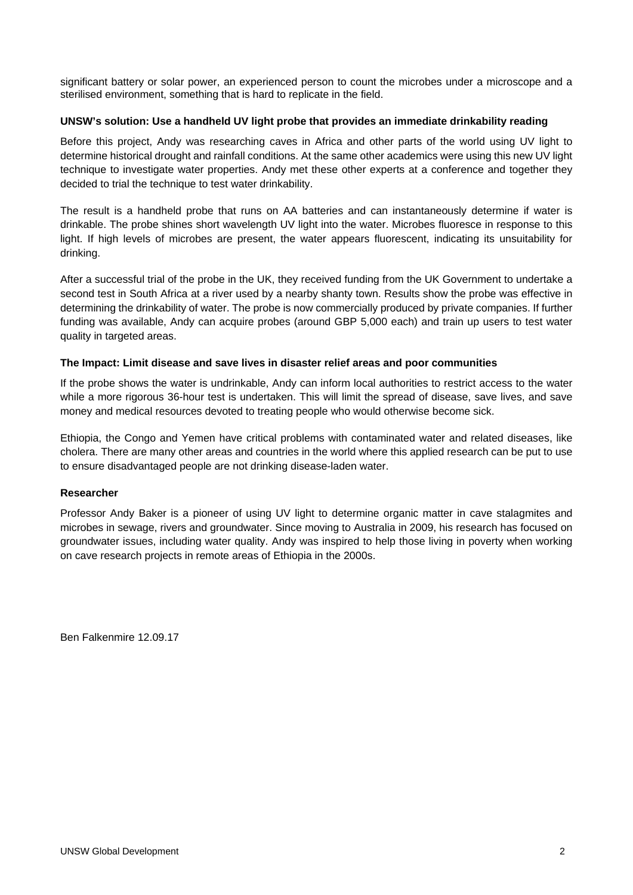significant battery or solar power, an experienced person to count the microbes under a microscope and a sterilised environment, something that is hard to replicate in the field.

**UNSW's solution: Use a handheld UV light probe that provides an immediate drinkability reading**

Before this project, Andy was researching caves in Africa and other parts of the world using UV light to determine historical drought and rainfall conditions. At the same other academics were using this new UV light technique to investigate water properties. Andy met these other experts at a conference and together they decided to trial the technique to test water drinkability.

The result is a handheld probe that runs on AA batteries and can instantaneously determine if water is drinkable. The probe shines short wavelength UV light into the water. Microbes fluoresce in response to this light. If high levels of microbes are present, the water appears fluorescent, indicating its unsuitability for drinking.

After a successful trial of the probe in the UK, they received funding from the UK Government to undertake a second test in South Africa at a river used by a nearby shanty town. Results show the probe was effective in determining the drinkability of water. The probe is now commercially produced by private companies. If further funding was available, Andy can acquire probes (around GBP 5,000 each) and train up users to test water quality in targeted areas.

**The Impact: Limit disease and save lives in disaster relief areas and poor communities**

If the probe shows the water is undrinkable, Andy can inform local authorities to restrict access to the water while a more rigorous 36-hour test is undertaken. This will limit the spread of disease, save lives, and save money and medical resources devoted to treating people who would otherwise become sick.

Ethiopia, the Congo and Yemen have critical problems with contaminated water and related diseases, like cholera. There are many other areas and countries in the world where this applied research can be put to use to ensure disadvantaged people are not drinking disease-laden water.

**Researcher**

Professor Andy Baker is a pioneer of using UV light to determine organic matter in cave stalagmites and microbes in sewage, rivers and groundwater. Since moving to Australia in 2009, his research has focused on groundwater issues, including water quality. Andy was inspired to help those living in poverty when working on cave research projects in remote areas of Ethiopia in the 2000s.

Ben Falkenmire 12.09.17